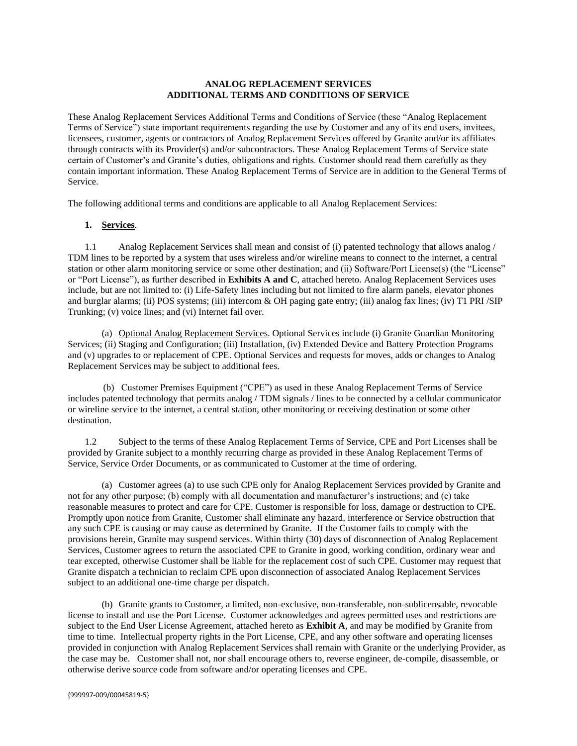# ANALOG REPLACEMENT SERVICES
# ADDITIONAL TERMS AND CONDITIONS OF SERVICE

These Analog Replacement Services Additional Terms and Conditions of Service (these "Analog Replacement Terms of Service") state important requirements regarding the use by Customer and any of its end users, invitees, licensees, customer, agents or contractors of Analog Replacement Services offered by Granite and/or its affiliates through contracts with its Provider(s) and/or subcontractors. These Analog Replacement Terms of Service state certain of Customer's and Granite's duties, obligations and rights. Customer should read them carefully as they contain important information. These Analog Replacement Terms of Service are in addition to the General Terms of Service.

The following additional terms and conditions are applicable to all Analog Replacement Services:

1. **Services**.

1.1 Analog Replacement Services shall mean and consist of (i) patented technology that allows analog / TDM lines to be reported by a system that uses wireless and/or wireline means to connect to the internet, a central station or other alarm monitoring service or some other destination; and (ii) Software/Port License(s) (the "License" or "Port License"), as further described in **Exhibits A and C**, attached hereto. Analog Replacement Services uses include, but are not limited to: (i) Life-Safety lines including but not limited to fire alarm panels, elevator phones and burglar alarms; (ii) POS systems; (iii) intercom & OH paging gate entry; (iii) analog fax lines; (iv) T1 PRI /SIP Trunking; (v) voice lines; and (vi) Internet fail over.

(a) Optional Analog Replacement Services. Optional Services include (i) Granite Guardian Monitoring Services; (ii) Staging and Configuration; (iii) Installation, (iv) Extended Device and Battery Protection Programs and (v) upgrades to or replacement of CPE. Optional Services and requests for moves, adds or changes to Analog Replacement Services may be subject to additional fees.

(b) Customer Premises Equipment ("CPE") as used in these Analog Replacement Terms of Service includes patented technology that permits analog / TDM signals / lines to be connected by a cellular communicator or wireline service to the internet, a central station, other monitoring or receiving destination or some other destination.

1.2 Subject to the terms of these Analog Replacement Terms of Service, CPE and Port Licenses shall be provided by Granite subject to a monthly recurring charge as provided in these Analog Replacement Terms of Service, Service Order Documents, or as communicated to Customer at the time of ordering.

(a) Customer agrees (a) to use such CPE only for Analog Replacement Services provided by Granite and not for any other purpose; (b) comply with all documentation and manufacturer's instructions; and (c) take reasonable measures to protect and care for CPE. Customer is responsible for loss, damage or destruction to CPE. Promptly upon notice from Granite, Customer shall eliminate any hazard, interference or Service obstruction that any such CPE is causing or may cause as determined by Granite. If the Customer fails to comply with the provisions herein, Granite may suspend services. Within thirty (30) days of disconnection of Analog Replacement Services, Customer agrees to return the associated CPE to Granite in good, working condition, ordinary wear and tear excepted, otherwise Customer shall be liable for the replacement cost of such CPE. Customer may request that Granite dispatch a technician to reclaim CPE upon disconnection of associated Analog Replacement Services subject to an additional one-time charge per dispatch.

(b) Granite grants to Customer, a limited, non-exclusive, non-transferable, non-sublicensable, revocable license to install and use the Port License. Customer acknowledges and agrees permitted uses and restrictions are subject to the End User License Agreement, attached hereto as **Exhibit A**, and may be modified by Granite from time to time. Intellectual property rights in the Port License, CPE, and any other software and operating licenses provided in conjunction with Analog Replacement Services shall remain with Granite or the underlying Provider, as the case may be. Customer shall not, nor shall encourage others to, reverse engineer, de-compile, disassemble, or otherwise derive source code from software and/or operating licenses and CPE.

{999997-009/00045819-5}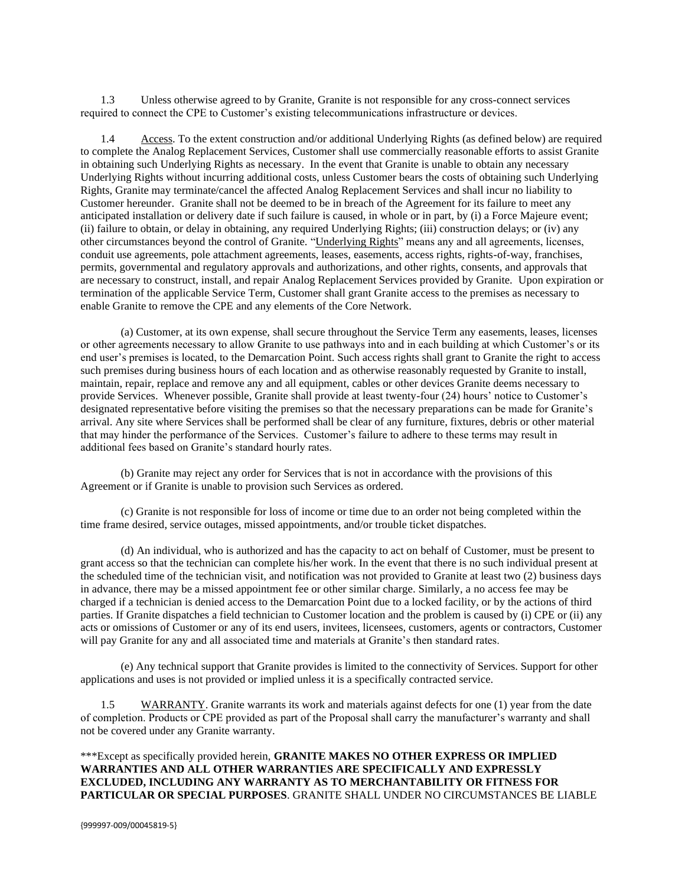1.3 Unless otherwise agreed to by Granite, Granite is not responsible for any cross-connect services required to connect the CPE to Customer's existing telecommunications infrastructure or devices.

1.4 Access. To the extent construction and/or additional Underlying Rights (as defined below) are required to complete the Analog Replacement Services, Customer shall use commercially reasonable efforts to assist Granite in obtaining such Underlying Rights as necessary. In the event that Granite is unable to obtain any necessary Underlying Rights without incurring additional costs, unless Customer bears the costs of obtaining such Underlying Rights, Granite may terminate/cancel the affected Analog Replacement Services and shall incur no liability to Customer hereunder. Granite shall not be deemed to be in breach of the Agreement for its failure to meet any anticipated installation or delivery date if such failure is caused, in whole or in part, by (i) a Force Majeure event; (ii) failure to obtain, or delay in obtaining, any required Underlying Rights; (iii) construction delays; or (iv) any other circumstances beyond the control of Granite. "Underlying Rights" means any and all agreements, licenses, conduit use agreements, pole attachment agreements, leases, easements, access rights, rights-of-way, franchises, permits, governmental and regulatory approvals and authorizations, and other rights, consents, and approvals that are necessary to construct, install, and repair Analog Replacement Services provided by Granite. Upon expiration or termination of the applicable Service Term, Customer shall grant Granite access to the premises as necessary to enable Granite to remove the CPE and any elements of the Core Network.

(a) Customer, at its own expense, shall secure throughout the Service Term any easements, leases, licenses or other agreements necessary to allow Granite to use pathways into and in each building at which Customer's or its end user's premises is located, to the Demarcation Point. Such access rights shall grant to Granite the right to access such premises during business hours of each location and as otherwise reasonably requested by Granite to install, maintain, repair, replace and remove any and all equipment, cables or other devices Granite deems necessary to provide Services. Whenever possible, Granite shall provide at least twenty-four (24) hours' notice to Customer's designated representative before visiting the premises so that the necessary preparations can be made for Granite's arrival. Any site where Services shall be performed shall be clear of any furniture, fixtures, debris or other material that may hinder the performance of the Services. Customer's failure to adhere to these terms may result in additional fees based on Granite's standard hourly rates.

(b) Granite may reject any order for Services that is not in accordance with the provisions of this Agreement or if Granite is unable to provision such Services as ordered.

(c) Granite is not responsible for loss of income or time due to an order not being completed within the time frame desired, service outages, missed appointments, and/or trouble ticket dispatches.

(d) An individual, who is authorized and has the capacity to act on behalf of Customer, must be present to grant access so that the technician can complete his/her work. In the event that there is no such individual present at the scheduled time of the technician visit, and notification was not provided to Granite at least two (2) business days in advance, there may be a missed appointment fee or other similar charge. Similarly, a no access fee may be charged if a technician is denied access to the Demarcation Point due to a locked facility, or by the actions of third parties. If Granite dispatches a field technician to Customer location and the problem is caused by (i) CPE or (ii) any acts or omissions of Customer or any of its end users, invitees, licensees, customers, agents or contractors, Customer will pay Granite for any and all associated time and materials at Granite's then standard rates.

(e) Any technical support that Granite provides is limited to the connectivity of Services. Support for other applications and uses is not provided or implied unless it is a specifically contracted service.

1.5 WARRANTY. Granite warrants its work and materials against defects for one (1) year from the date of completion. Products or CPE provided as part of the Proposal shall carry the manufacturer's warranty and shall not be covered under any Granite warranty.

***Except as specifically provided herein, **GRANITE MAKES NO OTHER EXPRESS OR IMPLIED WARRANTIES AND ALL OTHER WARRANTIES ARE SPECIFICALLY AND EXPRESSLY EXCLUDED, INCLUDING ANY WARRANTY AS TO MERCHANTABILITY OR FITNESS FOR PARTICULAR OR SPECIAL PURPOSES**. GRANITE SHALL UNDER NO CIRCUMSTANCES BE LIABLE

{999997-009/00045819-5}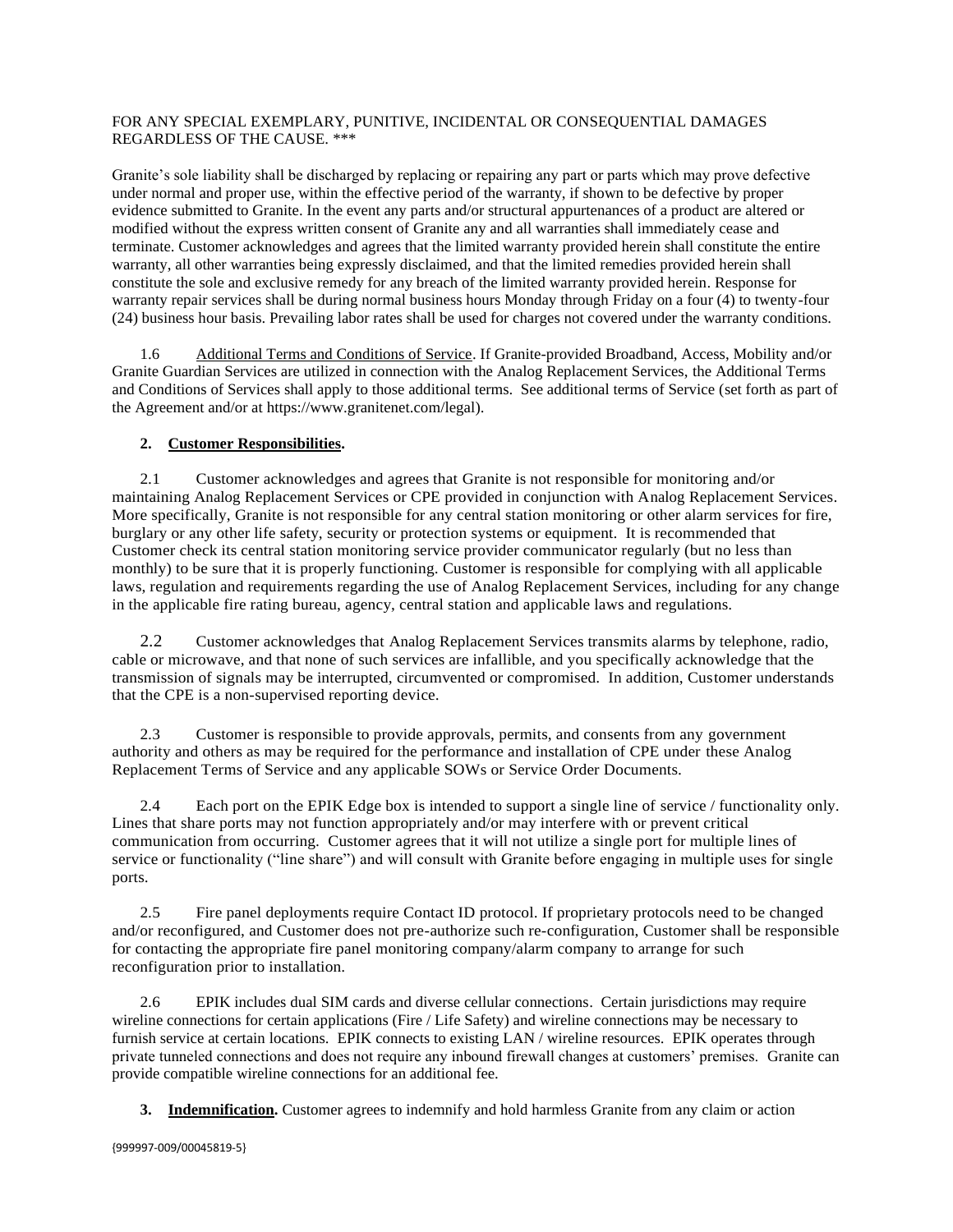FOR ANY SPECIAL EXEMPLARY, PUNITIVE, INCIDENTAL OR CONSEQUENTIAL DAMAGES REGARDLESS OF THE CAUSE. ***

Granite's sole liability shall be discharged by replacing or repairing any part or parts which may prove defective under normal and proper use, within the effective period of the warranty, if shown to be defective by proper evidence submitted to Granite. In the event any parts and/or structural appurtenances of a product are altered or modified without the express written consent of Granite any and all warranties shall immediately cease and terminate. Customer acknowledges and agrees that the limited warranty provided herein shall constitute the entire warranty, all other warranties being expressly disclaimed, and that the limited remedies provided herein shall constitute the sole and exclusive remedy for any breach of the limited warranty provided herein. Response for warranty repair services shall be during normal business hours Monday through Friday on a four (4) to twenty-four (24) business hour basis. Prevailing labor rates shall be used for charges not covered under the warranty conditions.

1.6 Additional Terms and Conditions of Service. If Granite-provided Broadband, Access, Mobility and/or Granite Guardian Services are utilized in connection with the Analog Replacement Services, the Additional Terms and Conditions of Services shall apply to those additional terms. See additional terms of Service (set forth as part of the Agreement and/or at https://www.granitenet.com/legal).

**2. Customer Responsibilities.**

2.1 Customer acknowledges and agrees that Granite is not responsible for monitoring and/or maintaining Analog Replacement Services or CPE provided in conjunction with Analog Replacement Services. More specifically, Granite is not responsible for any central station monitoring or other alarm services for fire, burglary or any other life safety, security or protection systems or equipment. It is recommended that Customer check its central station monitoring service provider communicator regularly (but no less than monthly) to be sure that it is properly functioning. Customer is responsible for complying with all applicable laws, regulation and requirements regarding the use of Analog Replacement Services, including for any change in the applicable fire rating bureau, agency, central station and applicable laws and regulations.

2.2 Customer acknowledges that Analog Replacement Services transmits alarms by telephone, radio, cable or microwave, and that none of such services are infallible, and you specifically acknowledge that the transmission of signals may be interrupted, circumvented or compromised. In addition, Customer understands that the CPE is a non-supervised reporting device.

2.3 Customer is responsible to provide approvals, permits, and consents from any government authority and others as may be required for the performance and installation of CPE under these Analog Replacement Terms of Service and any applicable SOWs or Service Order Documents.

2.4 Each port on the EPIK Edge box is intended to support a single line of service / functionality only. Lines that share ports may not function appropriately and/or may interfere with or prevent critical communication from occurring. Customer agrees that it will not utilize a single port for multiple lines of service or functionality ("line share") and will consult with Granite before engaging in multiple uses for single ports.

2.5 Fire panel deployments require Contact ID protocol. If proprietary protocols need to be changed and/or reconfigured, and Customer does not pre-authorize such re-configuration, Customer shall be responsible for contacting the appropriate fire panel monitoring company/alarm company to arrange for such reconfiguration prior to installation.

2.6 EPIK includes dual SIM cards and diverse cellular connections. Certain jurisdictions may require wireline connections for certain applications (Fire / Life Safety) and wireline connections may be necessary to furnish service at certain locations. EPIK connects to existing LAN / wireline resources. EPIK operates through private tunneled connections and does not require any inbound firewall changes at customers' premises. Granite can provide compatible wireline connections for an additional fee.

**3. Indemnification.** Customer agrees to indemnify and hold harmless Granite from any claim or action

{999997-009/00045819-5}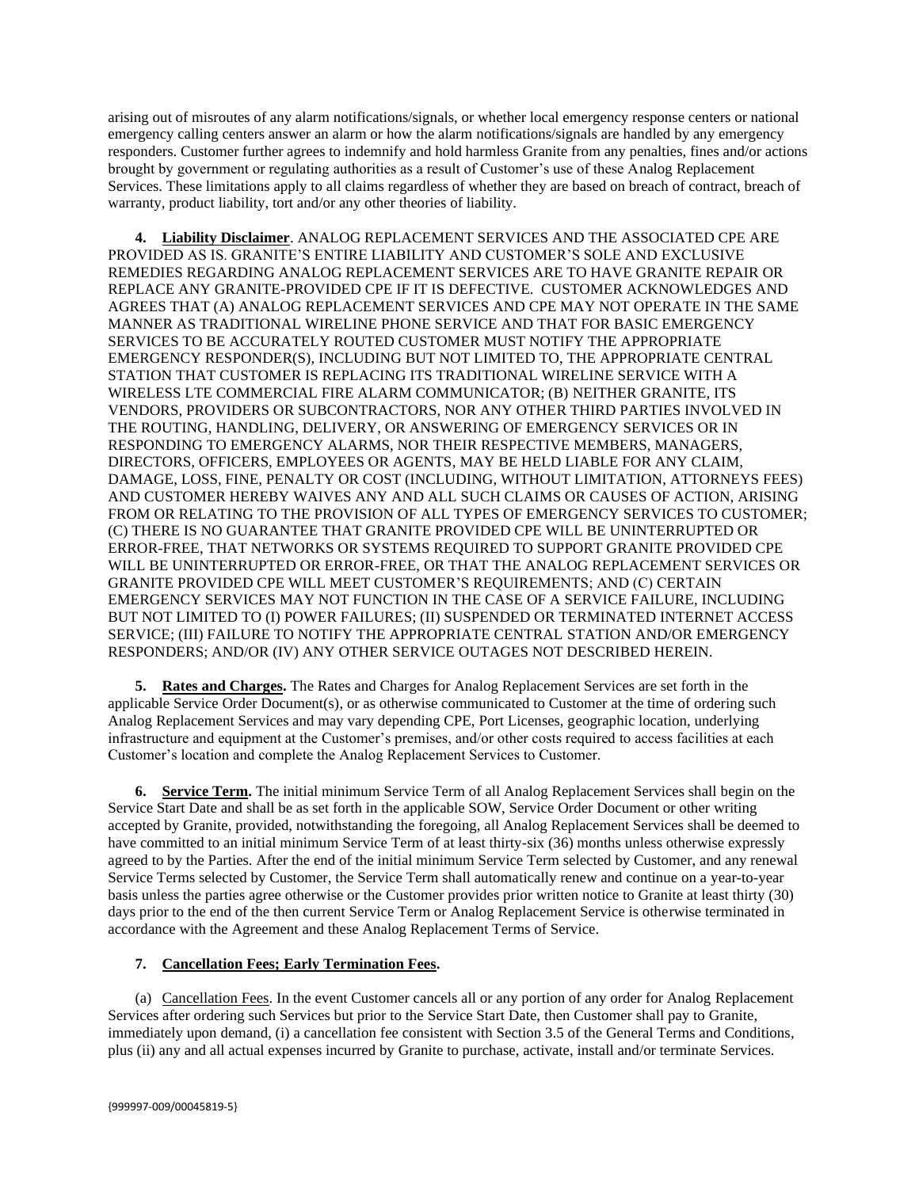arising out of misroutes of any alarm notifications/signals, or whether local emergency response centers or national emergency calling centers answer an alarm or how the alarm notifications/signals are handled by any emergency responders. Customer further agrees to indemnify and hold harmless Granite from any penalties, fines and/or actions brought by government or regulating authorities as a result of Customer's use of these Analog Replacement Services. These limitations apply to all claims regardless of whether they are based on breach of contract, breach of warranty, product liability, tort and/or any other theories of liability.

**4. Liability Disclaimer**. ANALOG REPLACEMENT SERVICES AND THE ASSOCIATED CPE ARE PROVIDED AS IS. GRANITE'S ENTIRE LIABILITY AND CUSTOMER'S SOLE AND EXCLUSIVE REMEDIES REGARDING ANALOG REPLACEMENT SERVICES ARE TO HAVE GRANITE REPAIR OR REPLACE ANY GRANITE-PROVIDED CPE IF IT IS DEFECTIVE. CUSTOMER ACKNOWLEDGES AND AGREES THAT (A) ANALOG REPLACEMENT SERVICES AND CPE MAY NOT OPERATE IN THE SAME MANNER AS TRADITIONAL WIRELINE PHONE SERVICE AND THAT FOR BASIC EMERGENCY SERVICES TO BE ACCURATELY ROUTED CUSTOMER MUST NOTIFY THE APPROPRIATE EMERGENCY RESPONDER(S), INCLUDING BUT NOT LIMITED TO, THE APPROPRIATE CENTRAL STATION THAT CUSTOMER IS REPLACING ITS TRADITIONAL WIRELINE SERVICE WITH A WIRELESS LTE COMMERCIAL FIRE ALARM COMMUNICATOR; (B) NEITHER GRANITE, ITS VENDORS, PROVIDERS OR SUBCONTRACTORS, NOR ANY OTHER THIRD PARTIES INVOLVED IN THE ROUTING, HANDLING, DELIVERY, OR ANSWERING OF EMERGENCY SERVICES OR IN RESPONDING TO EMERGENCY ALARMS, NOR THEIR RESPECTIVE MEMBERS, MANAGERS, DIRECTORS, OFFICERS, EMPLOYEES OR AGENTS, MAY BE HELD LIABLE FOR ANY CLAIM, DAMAGE, LOSS, FINE, PENALTY OR COST (INCLUDING, WITHOUT LIMITATION, ATTORNEYS FEES) AND CUSTOMER HEREBY WAIVES ANY AND ALL SUCH CLAIMS OR CAUSES OF ACTION, ARISING FROM OR RELATING TO THE PROVISION OF ALL TYPES OF EMERGENCY SERVICES TO CUSTOMER; (C) THERE IS NO GUARANTEE THAT GRANITE PROVIDED CPE WILL BE UNINTERRUPTED OR ERROR-FREE, THAT NETWORKS OR SYSTEMS REQUIRED TO SUPPORT GRANITE PROVIDED CPE WILL BE UNINTERRUPTED OR ERROR-FREE, OR THAT THE ANALOG REPLACEMENT SERVICES OR GRANITE PROVIDED CPE WILL MEET CUSTOMER'S REQUIREMENTS; AND (C) CERTAIN EMERGENCY SERVICES MAY NOT FUNCTION IN THE CASE OF A SERVICE FAILURE, INCLUDING BUT NOT LIMITED TO (I) POWER FAILURES; (II) SUSPENDED OR TERMINATED INTERNET ACCESS SERVICE; (III) FAILURE TO NOTIFY THE APPROPRIATE CENTRAL STATION AND/OR EMERGENCY RESPONDERS; AND/OR (IV) ANY OTHER SERVICE OUTAGES NOT DESCRIBED HEREIN.

**5. Rates and Charges.** The Rates and Charges for Analog Replacement Services are set forth in the applicable Service Order Document(s), or as otherwise communicated to Customer at the time of ordering such Analog Replacement Services and may vary depending CPE, Port Licenses, geographic location, underlying infrastructure and equipment at the Customer's premises, and/or other costs required to access facilities at each Customer's location and complete the Analog Replacement Services to Customer.

**6. Service Term.** The initial minimum Service Term of all Analog Replacement Services shall begin on the Service Start Date and shall be as set forth in the applicable SOW, Service Order Document or other writing accepted by Granite, provided, notwithstanding the foregoing, all Analog Replacement Services shall be deemed to have committed to an initial minimum Service Term of at least thirty-six (36) months unless otherwise expressly agreed to by the Parties. After the end of the initial minimum Service Term selected by Customer, and any renewal Service Terms selected by Customer, the Service Term shall automatically renew and continue on a year-to-year basis unless the parties agree otherwise or the Customer provides prior written notice to Granite at least thirty (30) days prior to the end of the then current Service Term or Analog Replacement Service is otherwise terminated in accordance with the Agreement and these Analog Replacement Terms of Service.

**7. Cancellation Fees; Early Termination Fees.**

(a) Cancellation Fees. In the event Customer cancels all or any portion of any order for Analog Replacement Services after ordering such Services but prior to the Service Start Date, then Customer shall pay to Granite, immediately upon demand, (i) a cancellation fee consistent with Section 3.5 of the General Terms and Conditions, plus (ii) any and all actual expenses incurred by Granite to purchase, activate, install and/or terminate Services.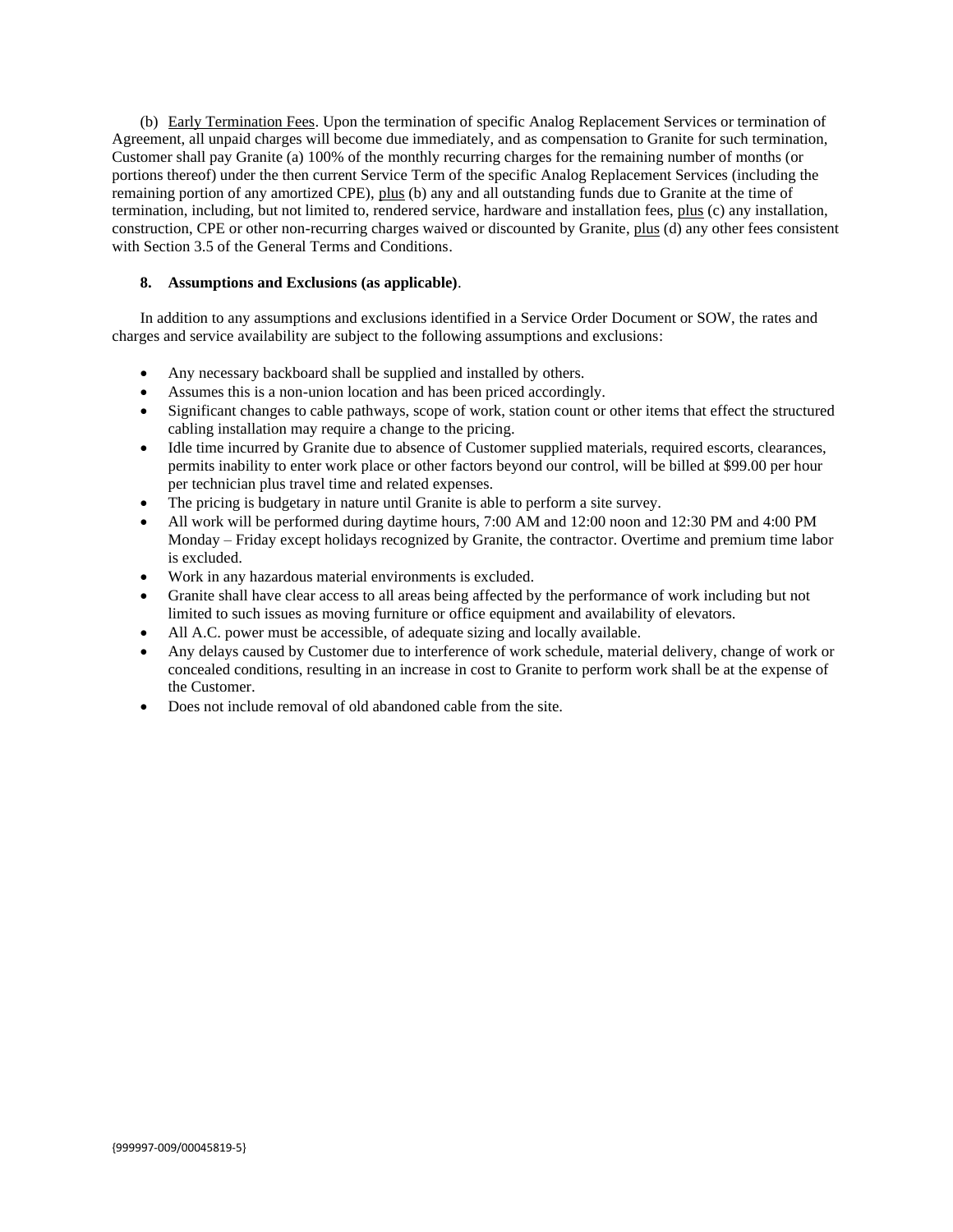(b) Early Termination Fees. Upon the termination of specific Analog Replacement Services or termination of Agreement, all unpaid charges will become due immediately, and as compensation to Granite for such termination, Customer shall pay Granite (a) 100% of the monthly recurring charges for the remaining number of months (or portions thereof) under the then current Service Term of the specific Analog Replacement Services (including the remaining portion of any amortized CPE), plus (b) any and all outstanding funds due to Granite at the time of termination, including, but not limited to, rendered service, hardware and installation fees, plus (c) any installation, construction, CPE or other non-recurring charges waived or discounted by Granite, plus (d) any other fees consistent with Section 3.5 of the General Terms and Conditions.

**8. Assumptions and Exclusions (as applicable)**.

In addition to any assumptions and exclusions identified in a Service Order Document or SOW, the rates and charges and service availability are subject to the following assumptions and exclusions:

- Any necessary backboard shall be supplied and installed by others.
- Assumes this is a non-union location and has been priced accordingly.
- Significant changes to cable pathways, scope of work, station count or other items that effect the structured cabling installation may require a change to the pricing.
- Idle time incurred by Granite due to absence of Customer supplied materials, required escorts, clearances, permits inability to enter work place or other factors beyond our control, will be billed at $99.00 per hour per technician plus travel time and related expenses.
- The pricing is budgetary in nature until Granite is able to perform a site survey.
- All work will be performed during daytime hours, 7:00 AM and 12:00 noon and 12:30 PM and 4:00 PM Monday – Friday except holidays recognized by Granite, the contractor. Overtime and premium time labor is excluded.
- Work in any hazardous material environments is excluded.
- Granite shall have clear access to all areas being affected by the performance of work including but not limited to such issues as moving furniture or office equipment and availability of elevators.
- All A.C. power must be accessible, of adequate sizing and locally available.
- Any delays caused by Customer due to interference of work schedule, material delivery, change of work or concealed conditions, resulting in an increase in cost to Granite to perform work shall be at the expense of the Customer.
- Does not include removal of old abandoned cable from the site.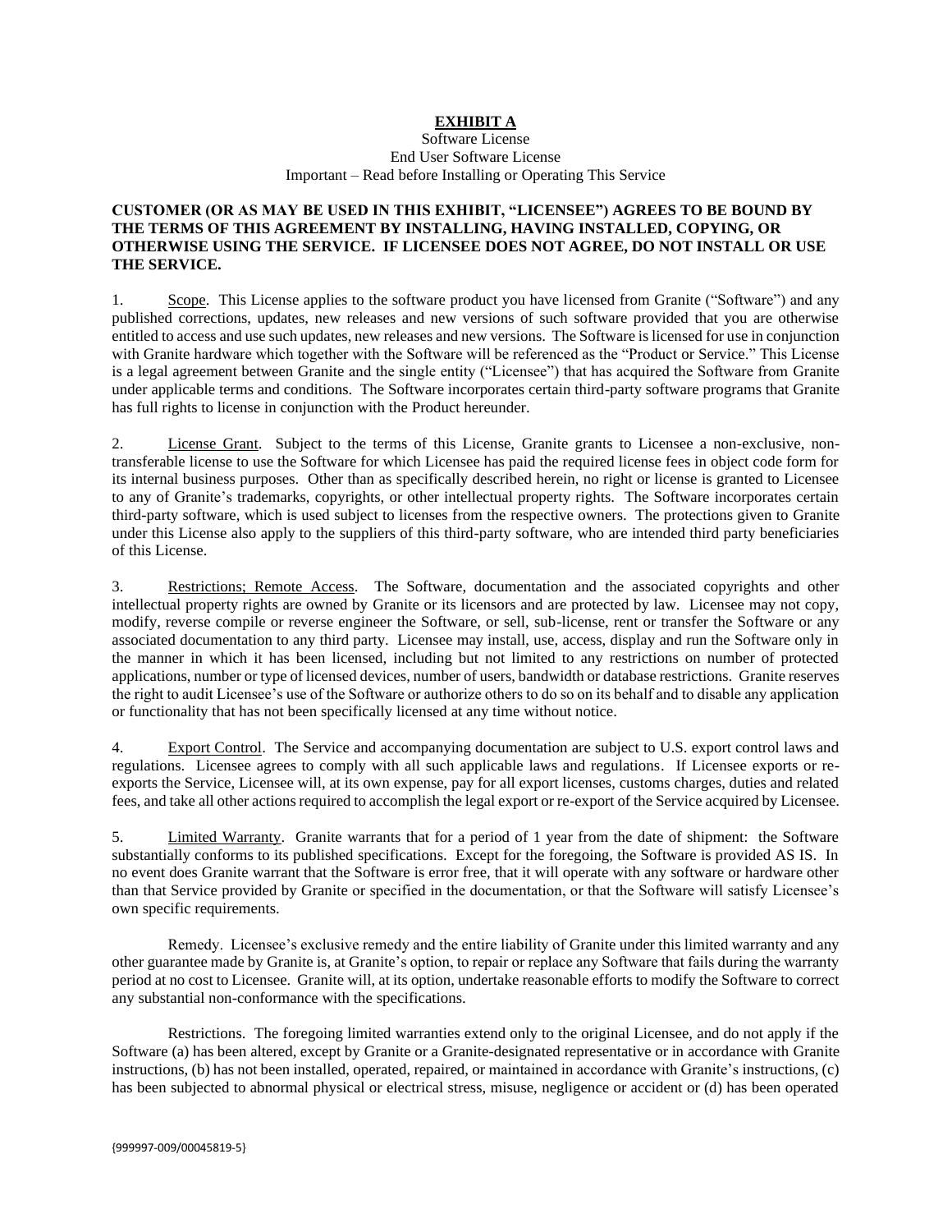# EXHIBIT A

Software License
End User Software License
Important – Read before Installing or Operating This Service

**CUSTOMER (OR AS MAY BE USED IN THIS EXHIBIT, "LICENSEE") AGREES TO BE BOUND BY THE TERMS OF THIS AGREEMENT BY INSTALLING, HAVING INSTALLED, COPYING, OR OTHERWISE USING THE SERVICE. IF LICENSEE DOES NOT AGREE, DO NOT INSTALL OR USE THE SERVICE.**

1. Scope. This License applies to the software product you have licensed from Granite ("Software") and any published corrections, updates, new releases and new versions of such software provided that you are otherwise entitled to access and use such updates, new releases and new versions. The Software is licensed for use in conjunction with Granite hardware which together with the Software will be referenced as the "Product or Service." This License is a legal agreement between Granite and the single entity ("Licensee") that has acquired the Software from Granite under applicable terms and conditions. The Software incorporates certain third-party software programs that Granite has full rights to license in conjunction with the Product hereunder.

2. License Grant. Subject to the terms of this License, Granite grants to Licensee a non-exclusive, non-transferable license to use the Software for which Licensee has paid the required license fees in object code form for its internal business purposes. Other than as specifically described herein, no right or license is granted to Licensee to any of Granite's trademarks, copyrights, or other intellectual property rights. The Software incorporates certain third-party software, which is used subject to licenses from the respective owners. The protections given to Granite under this License also apply to the suppliers of this third-party software, who are intended third party beneficiaries of this License.

3. Restrictions; Remote Access. The Software, documentation and the associated copyrights and other intellectual property rights are owned by Granite or its licensors and are protected by law. Licensee may not copy, modify, reverse compile or reverse engineer the Software, or sell, sub-license, rent or transfer the Software or any associated documentation to any third party. Licensee may install, use, access, display and run the Software only in the manner in which it has been licensed, including but not limited to any restrictions on number of protected applications, number or type of licensed devices, number of users, bandwidth or database restrictions. Granite reserves the right to audit Licensee's use of the Software or authorize others to do so on its behalf and to disable any application or functionality that has not been specifically licensed at any time without notice.

4. Export Control. The Service and accompanying documentation are subject to U.S. export control laws and regulations. Licensee agrees to comply with all such applicable laws and regulations. If Licensee exports or re-exports the Service, Licensee will, at its own expense, pay for all export licenses, customs charges, duties and related fees, and take all other actions required to accomplish the legal export or re-export of the Service acquired by Licensee.

5. Limited Warranty. Granite warrants that for a period of 1 year from the date of shipment: the Software substantially conforms to its published specifications. Except for the foregoing, the Software is provided AS IS. In no event does Granite warrant that the Software is error free, that it will operate with any software or hardware other than that Service provided by Granite or specified in the documentation, or that the Software will satisfy Licensee's own specific requirements.

Remedy. Licensee's exclusive remedy and the entire liability of Granite under this limited warranty and any other guarantee made by Granite is, at Granite's option, to repair or replace any Software that fails during the warranty period at no cost to Licensee. Granite will, at its option, undertake reasonable efforts to modify the Software to correct any substantial non-conformance with the specifications.

Restrictions. The foregoing limited warranties extend only to the original Licensee, and do not apply if the Software (a) has been altered, except by Granite or a Granite-designated representative or in accordance with Granite instructions, (b) has not been installed, operated, repaired, or maintained in accordance with Granite's instructions, (c) has been subjected to abnormal physical or electrical stress, misuse, negligence or accident or (d) has been operated

{999997-009/00045819-5}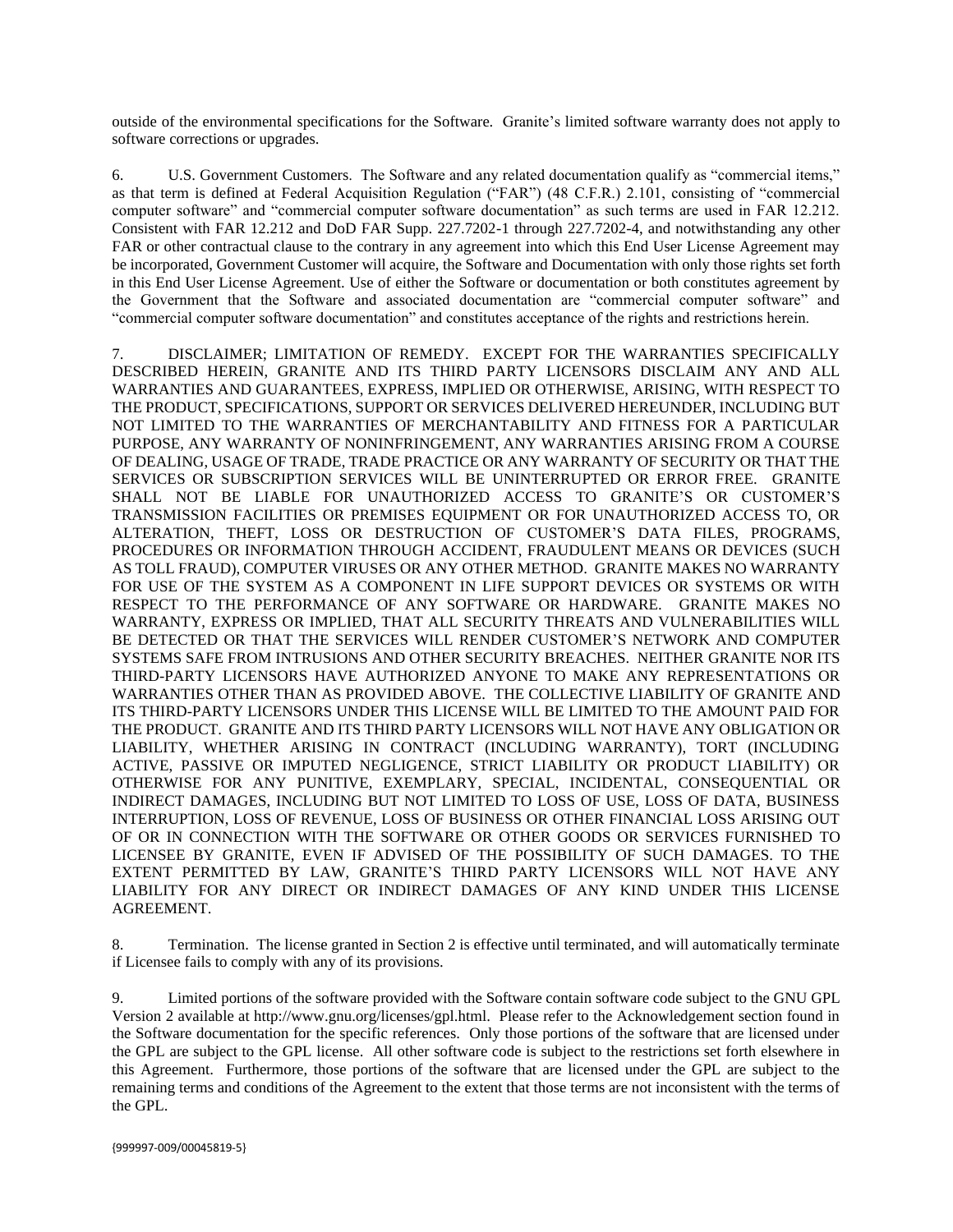outside of the environmental specifications for the Software. Granite's limited software warranty does not apply to software corrections or upgrades.

6. U.S. Government Customers. The Software and any related documentation qualify as "commercial items," as that term is defined at Federal Acquisition Regulation ("FAR") (48 C.F.R.) 2.101, consisting of "commercial computer software" and "commercial computer software documentation" as such terms are used in FAR 12.212. Consistent with FAR 12.212 and DoD FAR Supp. 227.7202-1 through 227.7202-4, and notwithstanding any other FAR or other contractual clause to the contrary in any agreement into which this End User License Agreement may be incorporated, Government Customer will acquire, the Software and Documentation with only those rights set forth in this End User License Agreement. Use of either the Software or documentation or both constitutes agreement by the Government that the Software and associated documentation are "commercial computer software" and "commercial computer software documentation" and constitutes acceptance of the rights and restrictions herein.

7. DISCLAIMER; LIMITATION OF REMEDY. EXCEPT FOR THE WARRANTIES SPECIFICALLY DESCRIBED HEREIN, GRANITE AND ITS THIRD PARTY LICENSORS DISCLAIM ANY AND ALL WARRANTIES AND GUARANTEES, EXPRESS, IMPLIED OR OTHERWISE, ARISING, WITH RESPECT TO THE PRODUCT, SPECIFICATIONS, SUPPORT OR SERVICES DELIVERED HEREUNDER, INCLUDING BUT NOT LIMITED TO THE WARRANTIES OF MERCHANTABILITY AND FITNESS FOR A PARTICULAR PURPOSE, ANY WARRANTY OF NONINFRINGEMENT, ANY WARRANTIES ARISING FROM A COURSE OF DEALING, USAGE OF TRADE, TRADE PRACTICE OR ANY WARRANTY OF SECURITY OR THAT THE SERVICES OR SUBSCRIPTION SERVICES WILL BE UNINTERRUPTED OR ERROR FREE. GRANITE SHALL NOT BE LIABLE FOR UNAUTHORIZED ACCESS TO GRANITE'S OR CUSTOMER'S TRANSMISSION FACILITIES OR PREMISES EQUIPMENT OR FOR UNAUTHORIZED ACCESS TO, OR ALTERATION, THEFT, LOSS OR DESTRUCTION OF CUSTOMER'S DATA FILES, PROGRAMS, PROCEDURES OR INFORMATION THROUGH ACCIDENT, FRAUDULENT MEANS OR DEVICES (SUCH AS TOLL FRAUD), COMPUTER VIRUSES OR ANY OTHER METHOD. GRANITE MAKES NO WARRANTY FOR USE OF THE SYSTEM AS A COMPONENT IN LIFE SUPPORT DEVICES OR SYSTEMS OR WITH RESPECT TO THE PERFORMANCE OF ANY SOFTWARE OR HARDWARE. GRANITE MAKES NO WARRANTY, EXPRESS OR IMPLIED, THAT ALL SECURITY THREATS AND VULNERABILITIES WILL BE DETECTED OR THAT THE SERVICES WILL RENDER CUSTOMER'S NETWORK AND COMPUTER SYSTEMS SAFE FROM INTRUSIONS AND OTHER SECURITY BREACHES. NEITHER GRANITE NOR ITS THIRD-PARTY LICENSORS HAVE AUTHORIZED ANYONE TO MAKE ANY REPRESENTATIONS OR WARRANTIES OTHER THAN AS PROVIDED ABOVE. THE COLLECTIVE LIABILITY OF GRANITE AND ITS THIRD-PARTY LICENSORS UNDER THIS LICENSE WILL BE LIMITED TO THE AMOUNT PAID FOR THE PRODUCT. GRANITE AND ITS THIRD PARTY LICENSORS WILL NOT HAVE ANY OBLIGATION OR LIABILITY, WHETHER ARISING IN CONTRACT (INCLUDING WARRANTY), TORT (INCLUDING ACTIVE, PASSIVE OR IMPUTED NEGLIGENCE, STRICT LIABILITY OR PRODUCT LIABILITY) OR OTHERWISE FOR ANY PUNITIVE, EXEMPLARY, SPECIAL, INCIDENTAL, CONSEQUENTIAL OR INDIRECT DAMAGES, INCLUDING BUT NOT LIMITED TO LOSS OF USE, LOSS OF DATA, BUSINESS INTERRUPTION, LOSS OF REVENUE, LOSS OF BUSINESS OR OTHER FINANCIAL LOSS ARISING OUT OF OR IN CONNECTION WITH THE SOFTWARE OR OTHER GOODS OR SERVICES FURNISHED TO LICENSEE BY GRANITE, EVEN IF ADVISED OF THE POSSIBILITY OF SUCH DAMAGES. TO THE EXTENT PERMITTED BY LAW, GRANITE'S THIRD PARTY LICENSORS WILL NOT HAVE ANY LIABILITY FOR ANY DIRECT OR INDIRECT DAMAGES OF ANY KIND UNDER THIS LICENSE AGREEMENT.

8. Termination. The license granted in Section 2 is effective until terminated, and will automatically terminate if Licensee fails to comply with any of its provisions.

9. Limited portions of the software provided with the Software contain software code subject to the GNU GPL Version 2 available at http://www.gnu.org/licenses/gpl.html. Please refer to the Acknowledgement section found in the Software documentation for the specific references. Only those portions of the software that are licensed under the GPL are subject to the GPL license. All other software code is subject to the restrictions set forth elsewhere in this Agreement. Furthermore, those portions of the software that are licensed under the GPL are subject to the remaining terms and conditions of the Agreement to the extent that those terms are not inconsistent with the terms of the GPL.

{999997-009/00045819-5}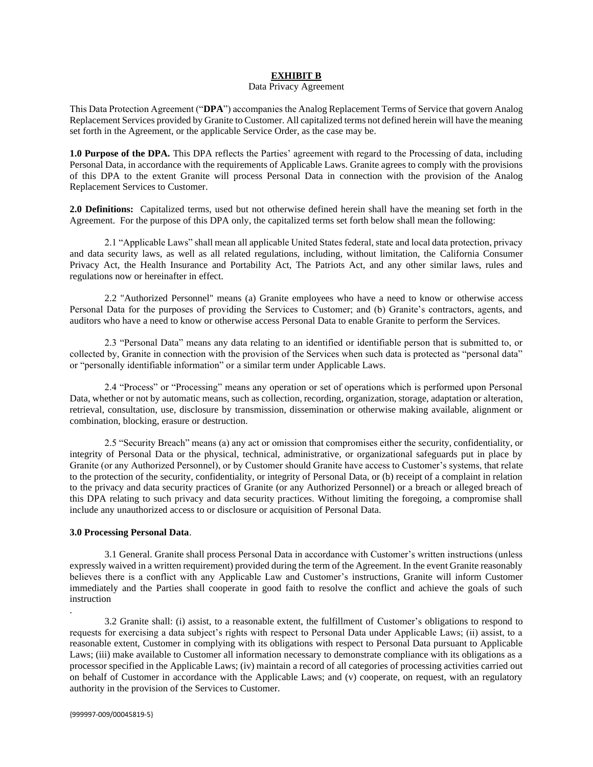# EXHIBIT B

Data Privacy Agreement

This Data Protection Agreement ("**DPA**") accompanies the Analog Replacement Terms of Service that govern Analog Replacement Services provided by Granite to Customer. All capitalized terms not defined herein will have the meaning set forth in the Agreement, or the applicable Service Order, as the case may be.

**1.0 Purpose of the DPA.** This DPA reflects the Parties' agreement with regard to the Processing of data, including Personal Data, in accordance with the requirements of Applicable Laws. Granite agrees to comply with the provisions of this DPA to the extent Granite will process Personal Data in connection with the provision of the Analog Replacement Services to Customer.

**2.0 Definitions:** Capitalized terms, used but not otherwise defined herein shall have the meaning set forth in the Agreement. For the purpose of this DPA only, the capitalized terms set forth below shall mean the following:

2.1 "Applicable Laws" shall mean all applicable United States federal, state and local data protection, privacy and data security laws, as well as all related regulations, including, without limitation, the California Consumer Privacy Act, the Health Insurance and Portability Act, The Patriots Act, and any other similar laws, rules and regulations now or hereinafter in effect.

2.2 "Authorized Personnel" means (a) Granite employees who have a need to know or otherwise access Personal Data for the purposes of providing the Services to Customer; and (b) Granite's contractors, agents, and auditors who have a need to know or otherwise access Personal Data to enable Granite to perform the Services.

2.3 "Personal Data" means any data relating to an identified or identifiable person that is submitted to, or collected by, Granite in connection with the provision of the Services when such data is protected as "personal data" or "personally identifiable information" or a similar term under Applicable Laws.

2.4 "Process" or "Processing" means any operation or set of operations which is performed upon Personal Data, whether or not by automatic means, such as collection, recording, organization, storage, adaptation or alteration, retrieval, consultation, use, disclosure by transmission, dissemination or otherwise making available, alignment or combination, blocking, erasure or destruction.

2.5 "Security Breach" means (a) any act or omission that compromises either the security, confidentiality, or integrity of Personal Data or the physical, technical, administrative, or organizational safeguards put in place by Granite (or any Authorized Personnel), or by Customer should Granite have access to Customer's systems, that relate to the protection of the security, confidentiality, or integrity of Personal Data, or (b) receipt of a complaint in relation to the privacy and data security practices of Granite (or any Authorized Personnel) or a breach or alleged breach of this DPA relating to such privacy and data security practices. Without limiting the foregoing, a compromise shall include any unauthorized access to or disclosure or acquisition of Personal Data.

**3.0 Processing Personal Data**.

3.1 General. Granite shall process Personal Data in accordance with Customer's written instructions (unless expressly waived in a written requirement) provided during the term of the Agreement. In the event Granite reasonably believes there is a conflict with any Applicable Law and Customer's instructions, Granite will inform Customer immediately and the Parties shall cooperate in good faith to resolve the conflict and achieve the goals of such instruction

.

3.2 Granite shall: (i) assist, to a reasonable extent, the fulfillment of Customer's obligations to respond to requests for exercising a data subject's rights with respect to Personal Data under Applicable Laws; (ii) assist, to a reasonable extent, Customer in complying with its obligations with respect to Personal Data pursuant to Applicable Laws; (iii) make available to Customer all information necessary to demonstrate compliance with its obligations as a processor specified in the Applicable Laws; (iv) maintain a record of all categories of processing activities carried out on behalf of Customer in accordance with the Applicable Laws; and (v) cooperate, on request, with an regulatory authority in the provision of the Services to Customer.

{999997-009/00045819-5}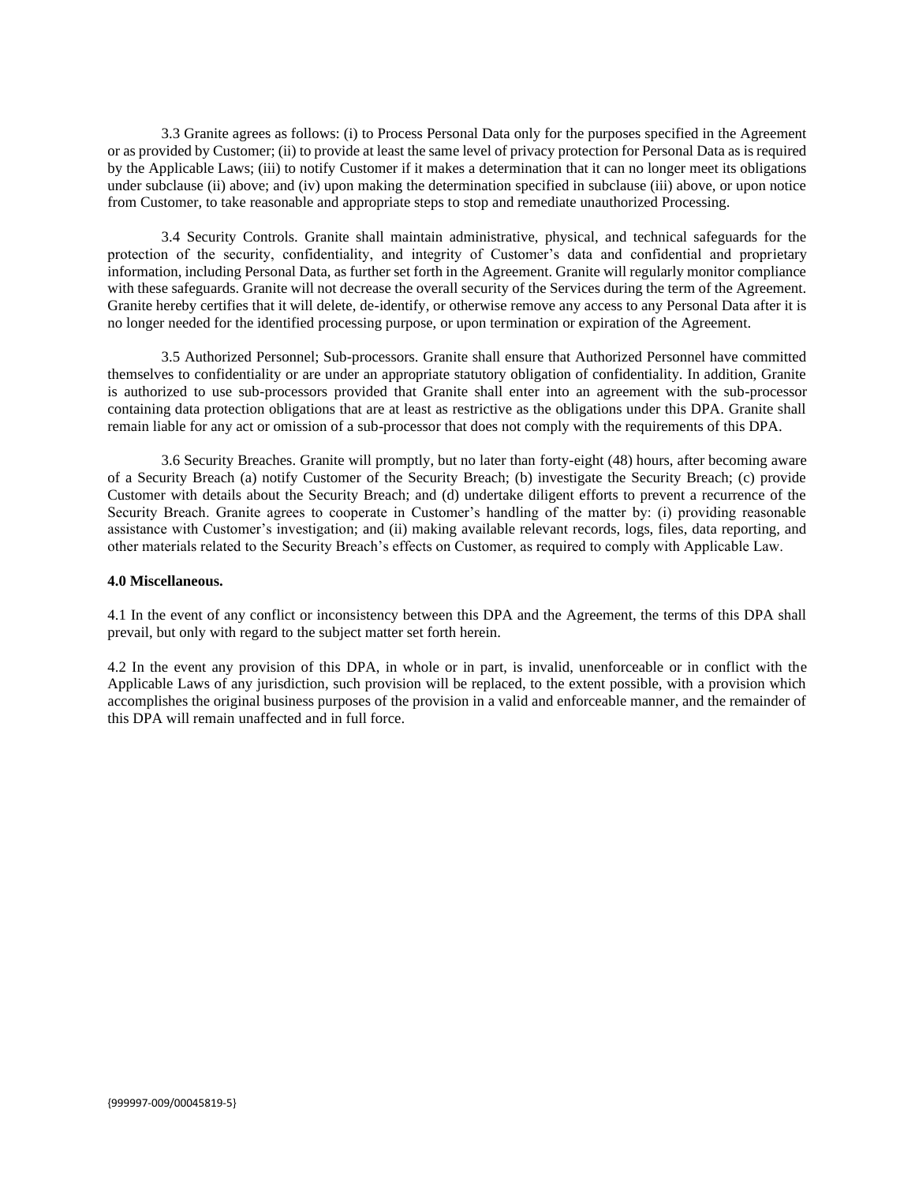3.3 Granite agrees as follows: (i) to Process Personal Data only for the purposes specified in the Agreement or as provided by Customer; (ii) to provide at least the same level of privacy protection for Personal Data as is required by the Applicable Laws; (iii) to notify Customer if it makes a determination that it can no longer meet its obligations under subclause (ii) above; and (iv) upon making the determination specified in subclause (iii) above, or upon notice from Customer, to take reasonable and appropriate steps to stop and remediate unauthorized Processing.

3.4 Security Controls. Granite shall maintain administrative, physical, and technical safeguards for the protection of the security, confidentiality, and integrity of Customer's data and confidential and proprietary information, including Personal Data, as further set forth in the Agreement. Granite will regularly monitor compliance with these safeguards. Granite will not decrease the overall security of the Services during the term of the Agreement. Granite hereby certifies that it will delete, de-identify, or otherwise remove any access to any Personal Data after it is no longer needed for the identified processing purpose, or upon termination or expiration of the Agreement.

3.5 Authorized Personnel; Sub-processors. Granite shall ensure that Authorized Personnel have committed themselves to confidentiality or are under an appropriate statutory obligation of confidentiality. In addition, Granite is authorized to use sub-processors provided that Granite shall enter into an agreement with the sub-processor containing data protection obligations that are at least as restrictive as the obligations under this DPA. Granite shall remain liable for any act or omission of a sub-processor that does not comply with the requirements of this DPA.

3.6 Security Breaches. Granite will promptly, but no later than forty-eight (48) hours, after becoming aware of a Security Breach (a) notify Customer of the Security Breach; (b) investigate the Security Breach; (c) provide Customer with details about the Security Breach; and (d) undertake diligent efforts to prevent a recurrence of the Security Breach. Granite agrees to cooperate in Customer's handling of the matter by: (i) providing reasonable assistance with Customer's investigation; and (ii) making available relevant records, logs, files, data reporting, and other materials related to the Security Breach's effects on Customer, as required to comply with Applicable Law.

**4.0 Miscellaneous.**

4.1 In the event of any conflict or inconsistency between this DPA and the Agreement, the terms of this DPA shall prevail, but only with regard to the subject matter set forth herein.

4.2 In the event any provision of this DPA, in whole or in part, is invalid, unenforceable or in conflict with the Applicable Laws of any jurisdiction, such provision will be replaced, to the extent possible, with a provision which accomplishes the original business purposes of the provision in a valid and enforceable manner, and the remainder of this DPA will remain unaffected and in full force.

{999997-009/00045819-5}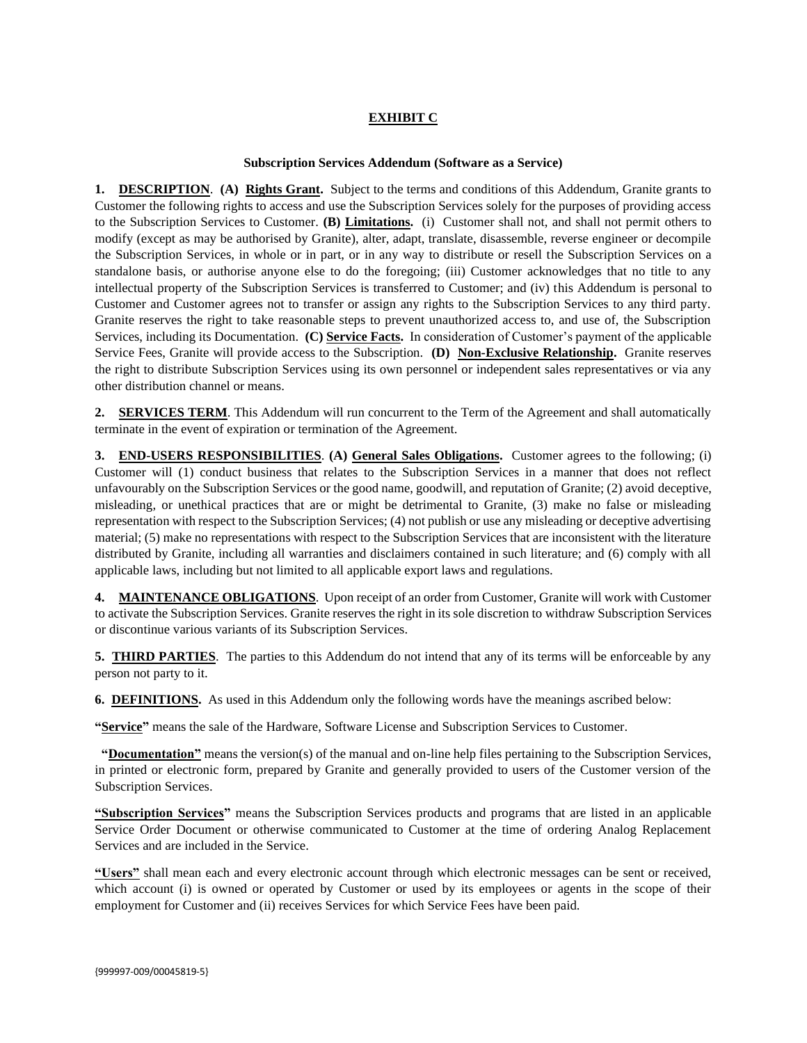# EXHIBIT C

**Subscription Services Addendum (Software as a Service)**

**1. DESCRIPTION**. **(A) Rights Grant.** Subject to the terms and conditions of this Addendum, Granite grants to Customer the following rights to access and use the Subscription Services solely for the purposes of providing access to the Subscription Services to Customer. **(B) Limitations.** (i) Customer shall not, and shall not permit others to modify (except as may be authorised by Granite), alter, adapt, translate, disassemble, reverse engineer or decompile the Subscription Services, in whole or in part, or in any way to distribute or resell the Subscription Services on a standalone basis, or authorise anyone else to do the foregoing; (iii) Customer acknowledges that no title to any intellectual property of the Subscription Services is transferred to Customer; and (iv) this Addendum is personal to Customer and Customer agrees not to transfer or assign any rights to the Subscription Services to any third party. Granite reserves the right to take reasonable steps to prevent unauthorized access to, and use of, the Subscription Services, including its Documentation. **(C) Service Facts.** In consideration of Customer's payment of the applicable Service Fees, Granite will provide access to the Subscription. **(D) Non-Exclusive Relationship.** Granite reserves the right to distribute Subscription Services using its own personnel or independent sales representatives or via any other distribution channel or means.

**2. SERVICES TERM**. This Addendum will run concurrent to the Term of the Agreement and shall automatically terminate in the event of expiration or termination of the Agreement.

**3. END-USERS RESPONSIBILITIES**. **(A) General Sales Obligations.** Customer agrees to the following; (i) Customer will (1) conduct business that relates to the Subscription Services in a manner that does not reflect unfavourably on the Subscription Services or the good name, goodwill, and reputation of Granite; (2) avoid deceptive, misleading, or unethical practices that are or might be detrimental to Granite, (3) make no false or misleading representation with respect to the Subscription Services; (4) not publish or use any misleading or deceptive advertising material; (5) make no representations with respect to the Subscription Services that are inconsistent with the literature distributed by Granite, including all warranties and disclaimers contained in such literature; and (6) comply with all applicable laws, including but not limited to all applicable export laws and regulations.

**4. MAINTENANCE OBLIGATIONS**. Upon receipt of an order from Customer, Granite will work with Customer to activate the Subscription Services. Granite reserves the right in its sole discretion to withdraw Subscription Services or discontinue various variants of its Subscription Services.

**5. THIRD PARTIES**. The parties to this Addendum do not intend that any of its terms will be enforceable by any person not party to it.

**6. DEFINITIONS.** As used in this Addendum only the following words have the meanings ascribed below:

**"Service"** means the sale of the Hardware, Software License and Subscription Services to Customer.

**"Documentation"** means the version(s) of the manual and on-line help files pertaining to the Subscription Services, in printed or electronic form, prepared by Granite and generally provided to users of the Customer version of the Subscription Services.

**"Subscription Services"** means the Subscription Services products and programs that are listed in an applicable Service Order Document or otherwise communicated to Customer at the time of ordering Analog Replacement Services and are included in the Service.

**"Users"** shall mean each and every electronic account through which electronic messages can be sent or received, which account (i) is owned or operated by Customer or used by its employees or agents in the scope of their employment for Customer and (ii) receives Services for which Service Fees have been paid.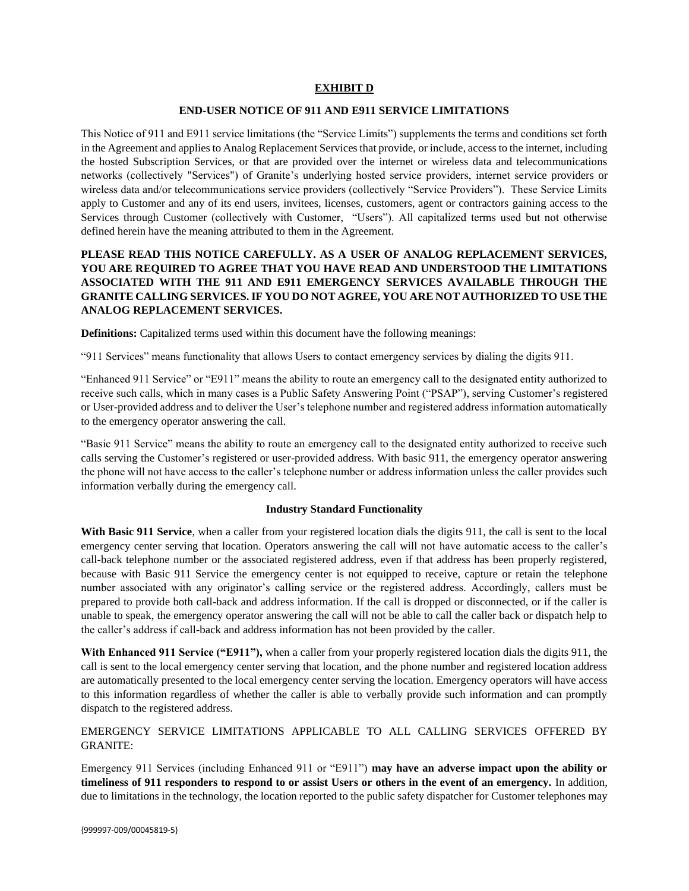## EXHIBIT D

### END-USER NOTICE OF 911 AND E911 SERVICE LIMITATIONS

This Notice of 911 and E911 service limitations (the "Service Limits") supplements the terms and conditions set forth in the Agreement and applies to Analog Replacement Services that provide, or include, access to the internet, including the hosted Subscription Services, or that are provided over the internet or wireless data and telecommunications networks (collectively "Services") of Granite's underlying hosted service providers, internet service providers or wireless data and/or telecommunications service providers (collectively "Service Providers"). These Service Limits apply to Customer and any of its end users, invitees, licenses, customers, agent or contractors gaining access to the Services through Customer (collectively with Customer, "Users"). All capitalized terms used but not otherwise defined herein have the meaning attributed to them in the Agreement.

**PLEASE READ THIS NOTICE CAREFULLY. AS A USER OF ANALOG REPLACEMENT SERVICES, YOU ARE REQUIRED TO AGREE THAT YOU HAVE READ AND UNDERSTOOD THE LIMITATIONS ASSOCIATED WITH THE 911 AND E911 EMERGENCY SERVICES AVAILABLE THROUGH THE GRANITE CALLING SERVICES. IF YOU DO NOT AGREE, YOU ARE NOT AUTHORIZED TO USE THE ANALOG REPLACEMENT SERVICES.**

**Definitions:** Capitalized terms used within this document have the following meanings:

"911 Services" means functionality that allows Users to contact emergency services by dialing the digits 911.

"Enhanced 911 Service" or "E911" means the ability to route an emergency call to the designated entity authorized to receive such calls, which in many cases is a Public Safety Answering Point ("PSAP"), serving Customer's registered or User-provided address and to deliver the User's telephone number and registered address information automatically to the emergency operator answering the call.

"Basic 911 Service" means the ability to route an emergency call to the designated entity authorized to receive such calls serving the Customer's registered or user-provided address. With basic 911, the emergency operator answering the phone will not have access to the caller's telephone number or address information unless the caller provides such information verbally during the emergency call.

#### Industry Standard Functionality

**With Basic 911 Service**, when a caller from your registered location dials the digits 911, the call is sent to the local emergency center serving that location. Operators answering the call will not have automatic access to the caller's call-back telephone number or the associated registered address, even if that address has been properly registered, because with Basic 911 Service the emergency center is not equipped to receive, capture or retain the telephone number associated with any originator's calling service or the registered address. Accordingly, callers must be prepared to provide both call-back and address information. If the call is dropped or disconnected, or if the caller is unable to speak, the emergency operator answering the call will not be able to call the caller back or dispatch help to the caller's address if call-back and address information has not been provided by the caller.

**With Enhanced 911 Service ("E911"),** when a caller from your properly registered location dials the digits 911, the call is sent to the local emergency center serving that location, and the phone number and registered location address are automatically presented to the local emergency center serving the location. Emergency operators will have access to this information regardless of whether the caller is able to verbally provide such information and can promptly dispatch to the registered address.

EMERGENCY SERVICE LIMITATIONS APPLICABLE TO ALL CALLING SERVICES OFFERED BY GRANITE:

Emergency 911 Services (including Enhanced 911 or "E911") **may have an adverse impact upon the ability or timeliness of 911 responders to respond to or assist Users or others in the event of an emergency.** In addition, due to limitations in the technology, the location reported to the public safety dispatcher for Customer telephones may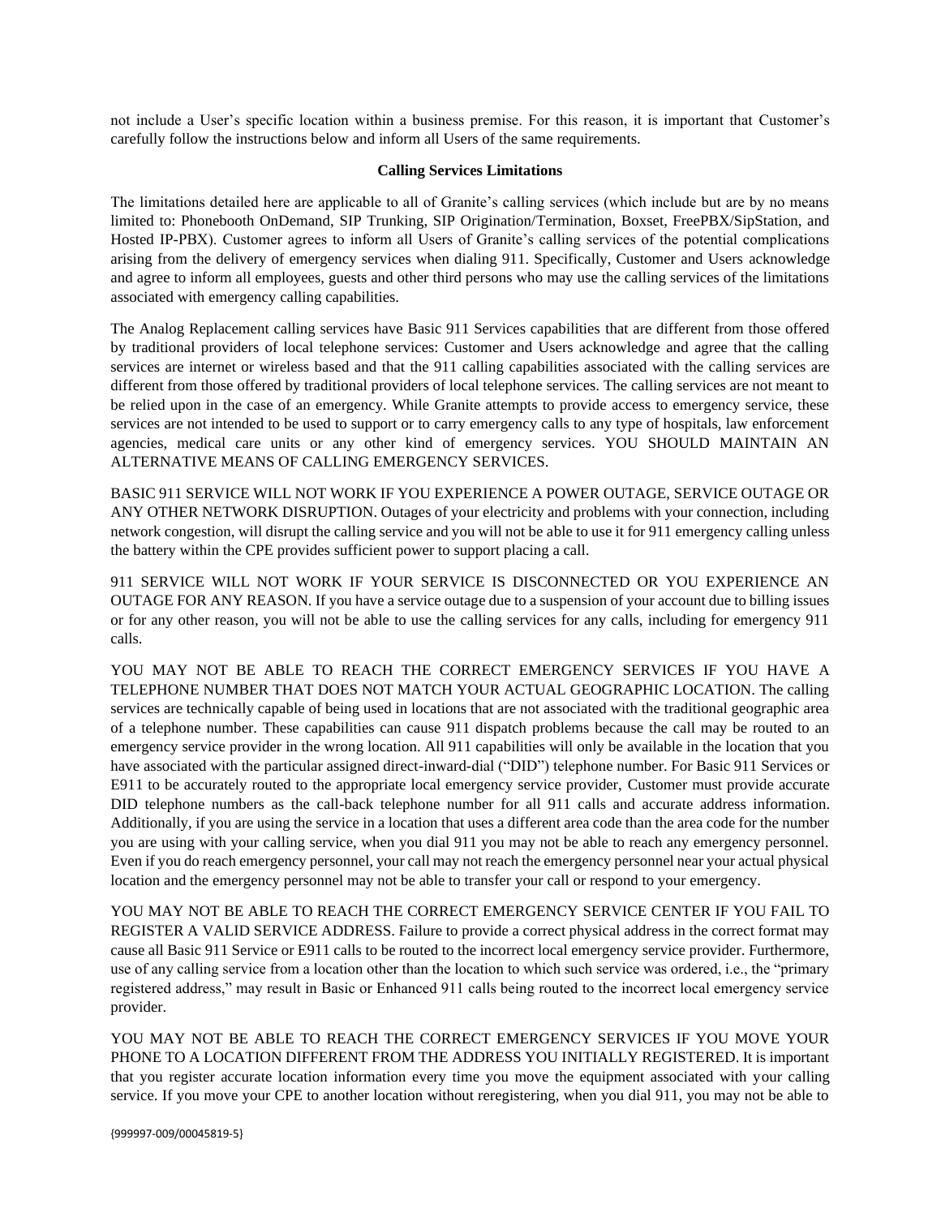not include a User's specific location within a business premise. For this reason, it is important that Customer's carefully follow the instructions below and inform all Users of the same requirements.

**Calling Services Limitations**

The limitations detailed here are applicable to all of Granite's calling services (which include but are by no means limited to: Phonebooth OnDemand, SIP Trunking, SIP Origination/Termination, Boxset, FreePBX/SipStation, and Hosted IP-PBX). Customer agrees to inform all Users of Granite's calling services of the potential complications arising from the delivery of emergency services when dialing 911. Specifically, Customer and Users acknowledge and agree to inform all employees, guests and other third persons who may use the calling services of the limitations associated with emergency calling capabilities.

The Analog Replacement calling services have Basic 911 Services capabilities that are different from those offered by traditional providers of local telephone services: Customer and Users acknowledge and agree that the calling services are internet or wireless based and that the 911 calling capabilities associated with the calling services are different from those offered by traditional providers of local telephone services. The calling services are not meant to be relied upon in the case of an emergency. While Granite attempts to provide access to emergency service, these services are not intended to be used to support or to carry emergency calls to any type of hospitals, law enforcement agencies, medical care units or any other kind of emergency services. YOU SHOULD MAINTAIN AN ALTERNATIVE MEANS OF CALLING EMERGENCY SERVICES.

BASIC 911 SERVICE WILL NOT WORK IF YOU EXPERIENCE A POWER OUTAGE, SERVICE OUTAGE OR ANY OTHER NETWORK DISRUPTION. Outages of your electricity and problems with your connection, including network congestion, will disrupt the calling service and you will not be able to use it for 911 emergency calling unless the battery within the CPE provides sufficient power to support placing a call.

911 SERVICE WILL NOT WORK IF YOUR SERVICE IS DISCONNECTED OR YOU EXPERIENCE AN OUTAGE FOR ANY REASON. If you have a service outage due to a suspension of your account due to billing issues or for any other reason, you will not be able to use the calling services for any calls, including for emergency 911 calls.

YOU MAY NOT BE ABLE TO REACH THE CORRECT EMERGENCY SERVICES IF YOU HAVE A TELEPHONE NUMBER THAT DOES NOT MATCH YOUR ACTUAL GEOGRAPHIC LOCATION. The calling services are technically capable of being used in locations that are not associated with the traditional geographic area of a telephone number. These capabilities can cause 911 dispatch problems because the call may be routed to an emergency service provider in the wrong location. All 911 capabilities will only be available in the location that you have associated with the particular assigned direct-inward-dial ("DID") telephone number. For Basic 911 Services or E911 to be accurately routed to the appropriate local emergency service provider, Customer must provide accurate DID telephone numbers as the call-back telephone number for all 911 calls and accurate address information. Additionally, if you are using the service in a location that uses a different area code than the area code for the number you are using with your calling service, when you dial 911 you may not be able to reach any emergency personnel. Even if you do reach emergency personnel, your call may not reach the emergency personnel near your actual physical location and the emergency personnel may not be able to transfer your call or respond to your emergency.

YOU MAY NOT BE ABLE TO REACH THE CORRECT EMERGENCY SERVICE CENTER IF YOU FAIL TO REGISTER A VALID SERVICE ADDRESS. Failure to provide a correct physical address in the correct format may cause all Basic 911 Service or E911 calls to be routed to the incorrect local emergency service provider. Furthermore, use of any calling service from a location other than the location to which such service was ordered, i.e., the "primary registered address," may result in Basic or Enhanced 911 calls being routed to the incorrect local emergency service provider.

YOU MAY NOT BE ABLE TO REACH THE CORRECT EMERGENCY SERVICES IF YOU MOVE YOUR PHONE TO A LOCATION DIFFERENT FROM THE ADDRESS YOU INITIALLY REGISTERED. It is important that you register accurate location information every time you move the equipment associated with your calling service. If you move your CPE to another location without reregistering, when you dial 911, you may not be able to

{999997-009/00045819-5}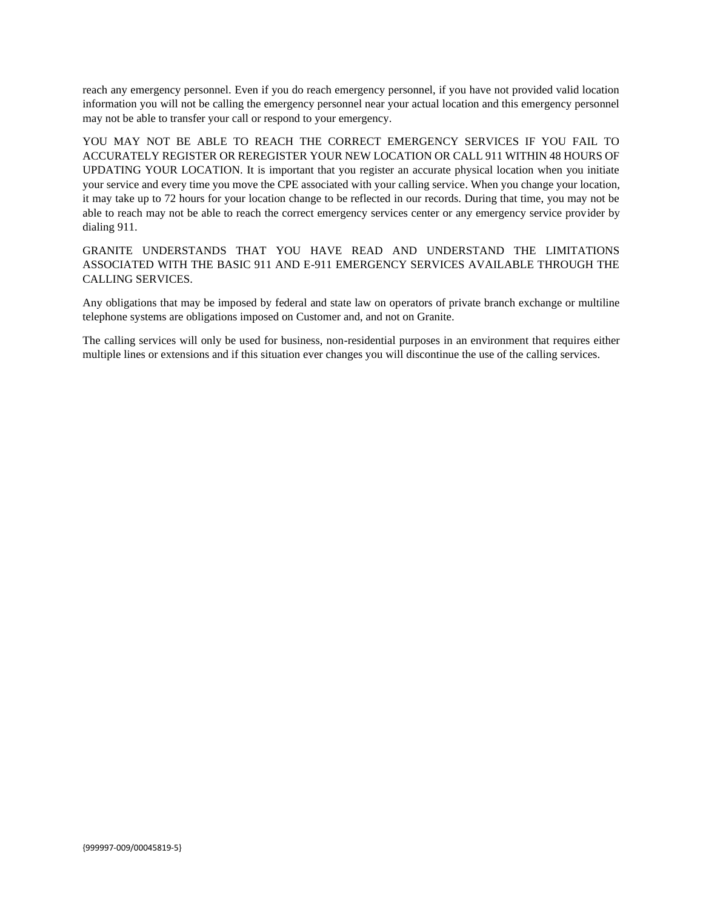reach any emergency personnel. Even if you do reach emergency personnel, if you have not provided valid location information you will not be calling the emergency personnel near your actual location and this emergency personnel may not be able to transfer your call or respond to your emergency.

YOU MAY NOT BE ABLE TO REACH THE CORRECT EMERGENCY SERVICES IF YOU FAIL TO ACCURATELY REGISTER OR REREGISTER YOUR NEW LOCATION OR CALL 911 WITHIN 48 HOURS OF UPDATING YOUR LOCATION. It is important that you register an accurate physical location when you initiate your service and every time you move the CPE associated with your calling service. When you change your location, it may take up to 72 hours for your location change to be reflected in our records. During that time, you may not be able to reach may not be able to reach the correct emergency services center or any emergency service provider by dialing 911.

GRANITE UNDERSTANDS THAT YOU HAVE READ AND UNDERSTAND THE LIMITATIONS ASSOCIATED WITH THE BASIC 911 AND E-911 EMERGENCY SERVICES AVAILABLE THROUGH THE CALLING SERVICES.

Any obligations that may be imposed by federal and state law on operators of private branch exchange or multiline telephone systems are obligations imposed on Customer and, and not on Granite.

The calling services will only be used for business, non-residential purposes in an environment that requires either multiple lines or extensions and if this situation ever changes you will discontinue the use of the calling services.

{999997-009/00045819-5}